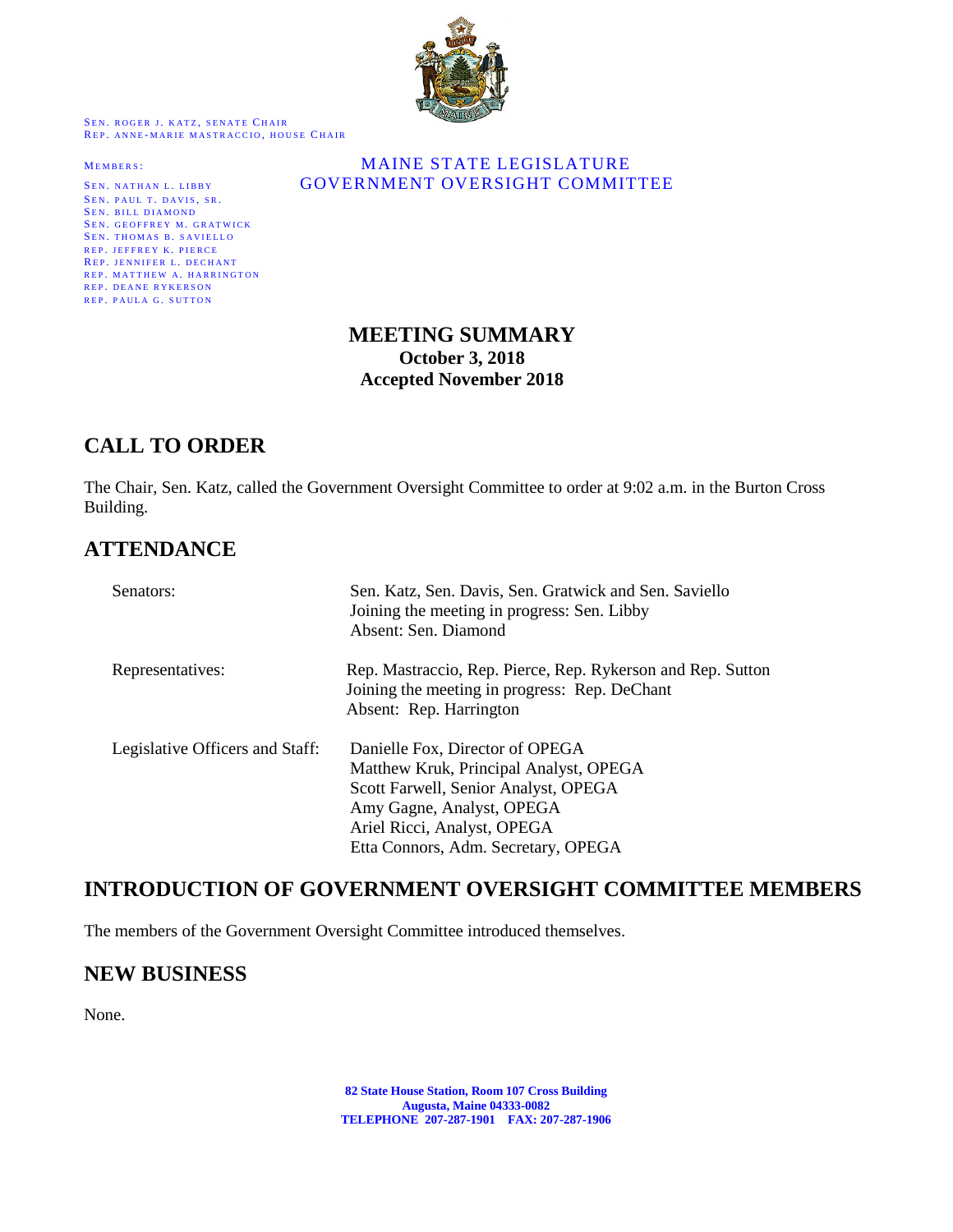SEN. ROGER J. KATZ, SENATE CHAIR
REP. ANNE-MARIE MASTRACCIO, HOUSE CHAIR

MEMBERS:

SEN. NATHAN L. LIBBY
SEN. PAUL T. DAVIS, SR.
SEN. BILL DIAMOND
SEN. GEOFFREY M. GRATWICK
SEN. THOMAS B. SAVIELLO
REP. JEFFREY K. PIERCE
REP. JENNIFER L. DECHANT
REP. MATTHEW A. HARRINGTON
REP. DEANE RYKERSON
REP. PAULA G. SUTTON

MAINE STATE LEGISLATURE
GOVERNMENT OVERSIGHT COMMITTEE

# MEETING SUMMARY

**October 3, 2018**
**Accepted November 2018**

## CALL TO ORDER

The Chair, Sen. Katz, called the Government Oversight Committee to order at 9:02 a.m. in the Burton Cross Building.

## ATTENDANCE

| | |
|---|---|
| Senators: | Sen. Katz, Sen. Davis, Sen. Gratwick and Sen. Saviello<br>Joining the meeting in progress: Sen. Libby<br>Absent: Sen. Diamond |
| Representatives: | Rep. Mastraccio, Rep. Pierce, Rep. Rykerson and Rep. Sutton<br>Joining the meeting in progress: Rep. DeChant<br>Absent: Rep. Harrington |
| Legislative Officers and Staff: | Danielle Fox, Director of OPEGA<br>Matthew Kruk, Principal Analyst, OPEGA<br>Scott Farwell, Senior Analyst, OPEGA<br>Amy Gagne, Analyst, OPEGA<br>Ariel Ricci, Analyst, OPEGA<br>Etta Connors, Adm. Secretary, OPEGA |

## INTRODUCTION OF GOVERNMENT OVERSIGHT COMMITTEE MEMBERS

The members of the Government Oversight Committee introduced themselves.

## NEW BUSINESS

None.

82 State House Station, Room 107 Cross Building
Augusta, Maine 04333-0082
TELEPHONE 207-287-1901 FAX: 207-287-1906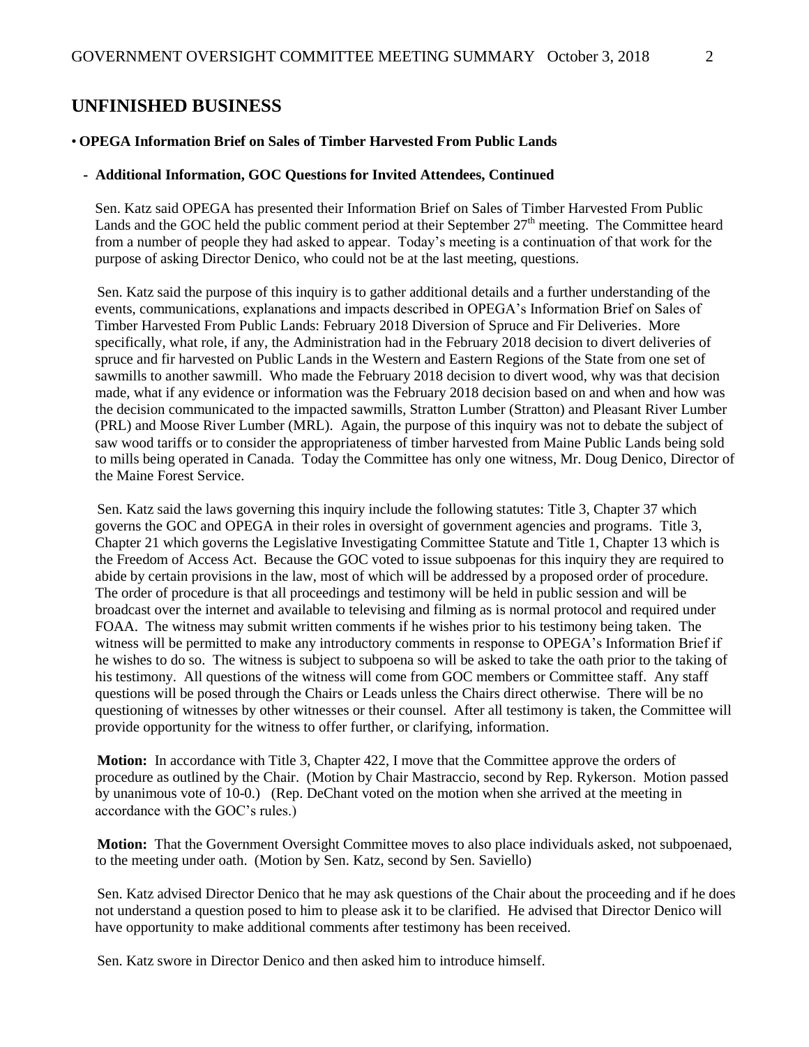## UNFINISHED BUSINESS

- **OPEGA Information Brief on Sales of Timber Harvested From Public Lands**

  - **Additional Information, GOC Questions for Invited Attendees, Continued**

Sen. Katz said OPEGA has presented their Information Brief on Sales of Timber Harvested From Public Lands and the GOC held the public comment period at their September 27th meeting. The Committee heard from a number of people they had asked to appear. Today's meeting is a continuation of that work for the purpose of asking Director Denico, who could not be at the last meeting, questions.

Sen. Katz said the purpose of this inquiry is to gather additional details and a further understanding of the events, communications, explanations and impacts described in OPEGA's Information Brief on Sales of Timber Harvested From Public Lands: February 2018 Diversion of Spruce and Fir Deliveries. More specifically, what role, if any, the Administration had in the February 2018 decision to divert deliveries of spruce and fir harvested on Public Lands in the Western and Eastern Regions of the State from one set of sawmills to another sawmill. Who made the February 2018 decision to divert wood, why was that decision made, what if any evidence or information was the February 2018 decision based on and when and how was the decision communicated to the impacted sawmills, Stratton Lumber (Stratton) and Pleasant River Lumber (PRL) and Moose River Lumber (MRL). Again, the purpose of this inquiry was not to debate the subject of saw wood tariffs or to consider the appropriateness of timber harvested from Maine Public Lands being sold to mills being operated in Canada. Today the Committee has only one witness, Mr. Doug Denico, Director of the Maine Forest Service.

Sen. Katz said the laws governing this inquiry include the following statutes: Title 3, Chapter 37 which governs the GOC and OPEGA in their roles in oversight of government agencies and programs. Title 3, Chapter 21 which governs the Legislative Investigating Committee Statute and Title 1, Chapter 13 which is the Freedom of Access Act. Because the GOC voted to issue subpoenas for this inquiry they are required to abide by certain provisions in the law, most of which will be addressed by a proposed order of procedure. The order of procedure is that all proceedings and testimony will be held in public session and will be broadcast over the internet and available to televising and filming as is normal protocol and required under FOAA. The witness may submit written comments if he wishes prior to his testimony being taken. The witness will be permitted to make any introductory comments in response to OPEGA's Information Brief if he wishes to do so. The witness is subject to subpoena so will be asked to take the oath prior to the taking of his testimony. All questions of the witness will come from GOC members or Committee staff. Any staff questions will be posed through the Chairs or Leads unless the Chairs direct otherwise. There will be no questioning of witnesses by other witnesses or their counsel. After all testimony is taken, the Committee will provide opportunity for the witness to offer further, or clarifying, information.

**Motion:** In accordance with Title 3, Chapter 422, I move that the Committee approve the orders of procedure as outlined by the Chair. (Motion by Chair Mastraccio, second by Rep. Rykerson. Motion passed by unanimous vote of 10-0.) (Rep. DeChant voted on the motion when she arrived at the meeting in accordance with the GOC's rules.)

**Motion:** That the Government Oversight Committee moves to also place individuals asked, not subpoenaed, to the meeting under oath. (Motion by Sen. Katz, second by Sen. Saviello)

Sen. Katz advised Director Denico that he may ask questions of the Chair about the proceeding and if he does not understand a question posed to him to please ask it to be clarified. He advised that Director Denico will have opportunity to make additional comments after testimony has been received.

Sen. Katz swore in Director Denico and then asked him to introduce himself.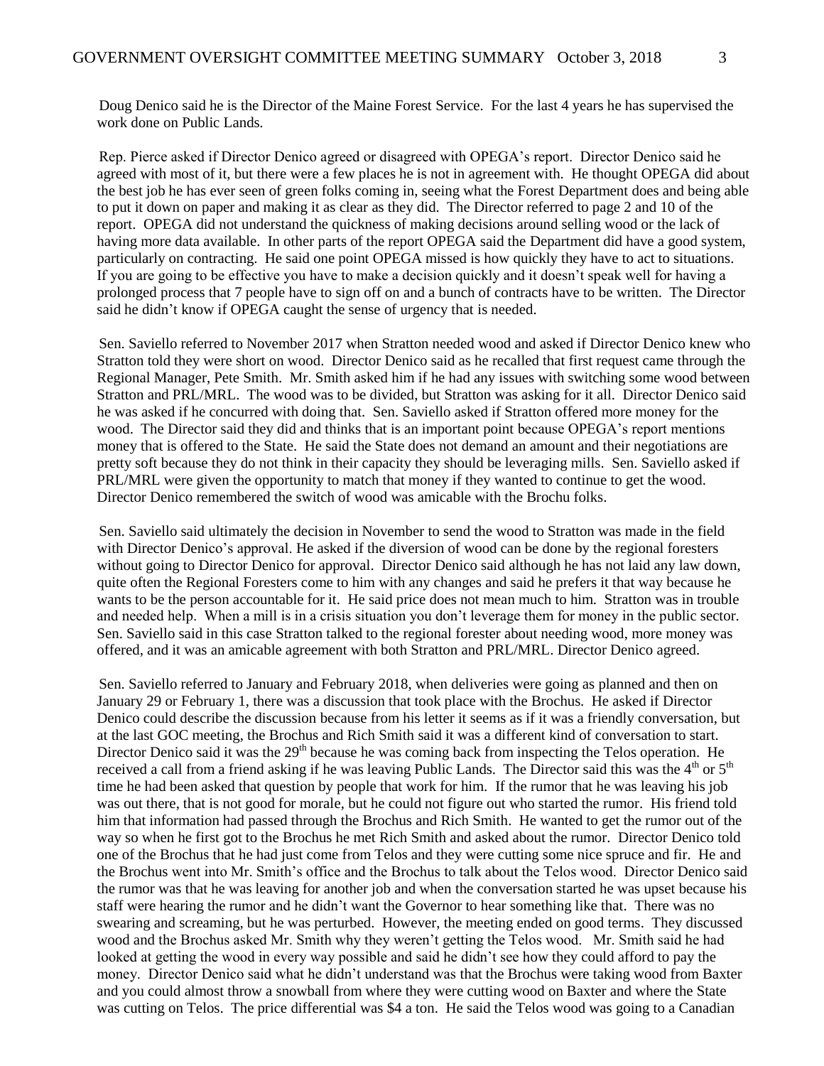Doug Denico said he is the Director of the Maine Forest Service. For the last 4 years he has supervised the work done on Public Lands.

Rep. Pierce asked if Director Denico agreed or disagreed with OPEGA's report. Director Denico said he agreed with most of it, but there were a few places he is not in agreement with. He thought OPEGA did about the best job he has ever seen of green folks coming in, seeing what the Forest Department does and being able to put it down on paper and making it as clear as they did. The Director referred to page 2 and 10 of the report. OPEGA did not understand the quickness of making decisions around selling wood or the lack of having more data available. In other parts of the report OPEGA said the Department did have a good system, particularly on contracting. He said one point OPEGA missed is how quickly they have to act to situations. If you are going to be effective you have to make a decision quickly and it doesn't speak well for having a prolonged process that 7 people have to sign off on and a bunch of contracts have to be written. The Director said he didn't know if OPEGA caught the sense of urgency that is needed.

Sen. Saviello referred to November 2017 when Stratton needed wood and asked if Director Denico knew who Stratton told they were short on wood. Director Denico said as he recalled that first request came through the Regional Manager, Pete Smith. Mr. Smith asked him if he had any issues with switching some wood between Stratton and PRL/MRL. The wood was to be divided, but Stratton was asking for it all. Director Denico said he was asked if he concurred with doing that. Sen. Saviello asked if Stratton offered more money for the wood. The Director said they did and thinks that is an important point because OPEGA's report mentions money that is offered to the State. He said the State does not demand an amount and their negotiations are pretty soft because they do not think in their capacity they should be leveraging mills. Sen. Saviello asked if PRL/MRL were given the opportunity to match that money if they wanted to continue to get the wood. Director Denico remembered the switch of wood was amicable with the Brochu folks.

Sen. Saviello said ultimately the decision in November to send the wood to Stratton was made in the field with Director Denico's approval. He asked if the diversion of wood can be done by the regional foresters without going to Director Denico for approval. Director Denico said although he has not laid any law down, quite often the Regional Foresters come to him with any changes and said he prefers it that way because he wants to be the person accountable for it. He said price does not mean much to him. Stratton was in trouble and needed help. When a mill is in a crisis situation you don't leverage them for money in the public sector. Sen. Saviello said in this case Stratton talked to the regional forester about needing wood, more money was offered, and it was an amicable agreement with both Stratton and PRL/MRL. Director Denico agreed.

Sen. Saviello referred to January and February 2018, when deliveries were going as planned and then on January 29 or February 1, there was a discussion that took place with the Brochus. He asked if Director Denico could describe the discussion because from his letter it seems as if it was a friendly conversation, but at the last GOC meeting, the Brochus and Rich Smith said it was a different kind of conversation to start. Director Denico said it was the 29th because he was coming back from inspecting the Telos operation. He received a call from a friend asking if he was leaving Public Lands. The Director said this was the 4th or 5th time he had been asked that question by people that work for him. If the rumor that he was leaving his job was out there, that is not good for morale, but he could not figure out who started the rumor. His friend told him that information had passed through the Brochus and Rich Smith. He wanted to get the rumor out of the way so when he first got to the Brochus he met Rich Smith and asked about the rumor. Director Denico told one of the Brochus that he had just come from Telos and they were cutting some nice spruce and fir. He and the Brochus went into Mr. Smith's office and the Brochus to talk about the Telos wood. Director Denico said the rumor was that he was leaving for another job and when the conversation started he was upset because his staff were hearing the rumor and he didn't want the Governor to hear something like that. There was no swearing and screaming, but he was perturbed. However, the meeting ended on good terms. They discussed wood and the Brochus asked Mr. Smith why they weren't getting the Telos wood. Mr. Smith said he had looked at getting the wood in every way possible and said he didn't see how they could afford to pay the money. Director Denico said what he didn't understand was that the Brochus were taking wood from Baxter and you could almost throw a snowball from where they were cutting wood on Baxter and where the State was cutting on Telos. The price differential was $4 a ton. He said the Telos wood was going to a Canadian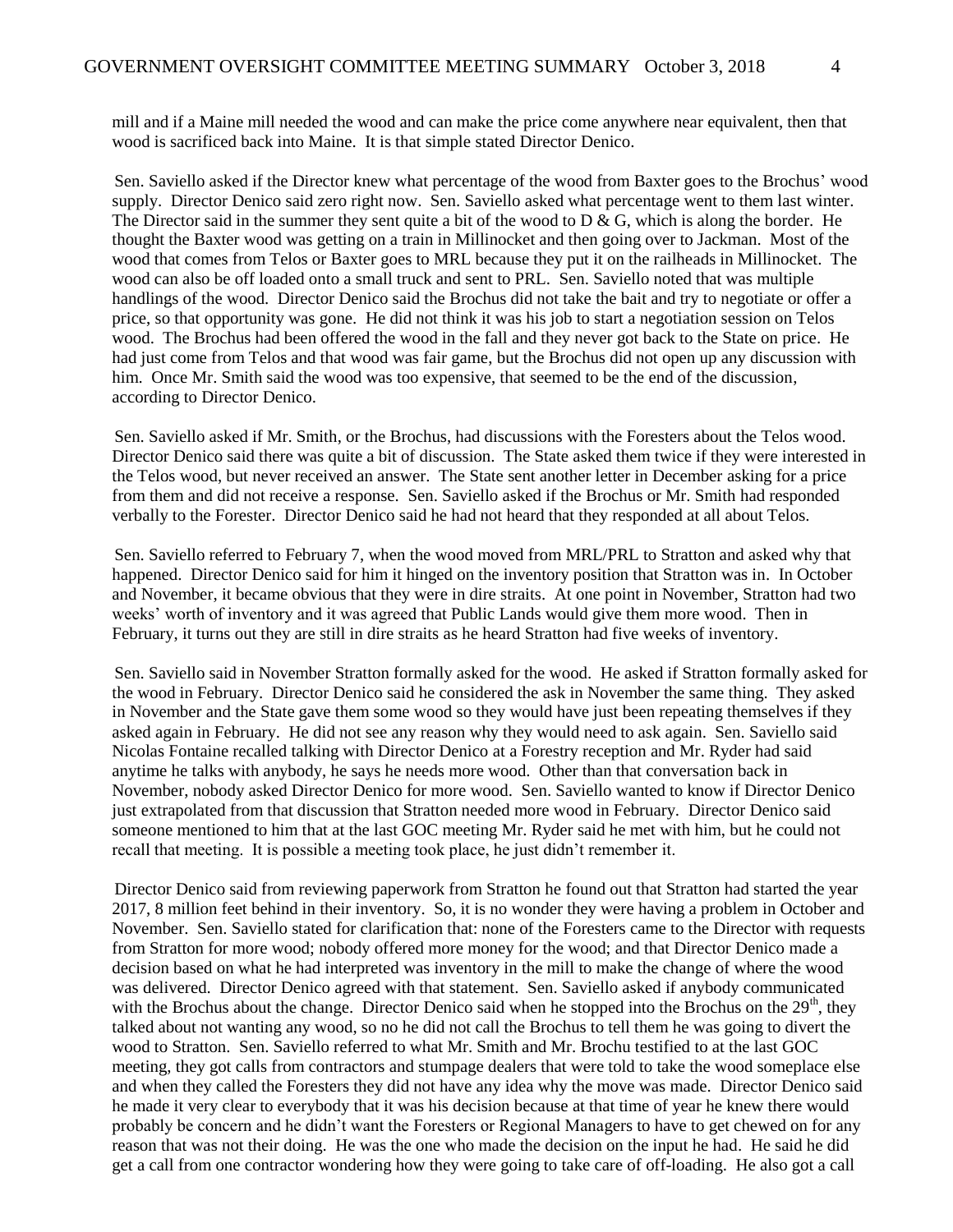mill and if a Maine mill needed the wood and can make the price come anywhere near equivalent, then that wood is sacrificed back into Maine. It is that simple stated Director Denico.

Sen. Saviello asked if the Director knew what percentage of the wood from Baxter goes to the Brochus' wood supply. Director Denico said zero right now. Sen. Saviello asked what percentage went to them last winter. The Director said in the summer they sent quite a bit of the wood to D & G, which is along the border. He thought the Baxter wood was getting on a train in Millinocket and then going over to Jackman. Most of the wood that comes from Telos or Baxter goes to MRL because they put it on the railheads in Millinocket. The wood can also be off loaded onto a small truck and sent to PRL. Sen. Saviello noted that was multiple handlings of the wood. Director Denico said the Brochus did not take the bait and try to negotiate or offer a price, so that opportunity was gone. He did not think it was his job to start a negotiation session on Telos wood. The Brochus had been offered the wood in the fall and they never got back to the State on price. He had just come from Telos and that wood was fair game, but the Brochus did not open up any discussion with him. Once Mr. Smith said the wood was too expensive, that seemed to be the end of the discussion, according to Director Denico.

Sen. Saviello asked if Mr. Smith, or the Brochus, had discussions with the Foresters about the Telos wood. Director Denico said there was quite a bit of discussion. The State asked them twice if they were interested in the Telos wood, but never received an answer. The State sent another letter in December asking for a price from them and did not receive a response. Sen. Saviello asked if the Brochus or Mr. Smith had responded verbally to the Forester. Director Denico said he had not heard that they responded at all about Telos.

Sen. Saviello referred to February 7, when the wood moved from MRL/PRL to Stratton and asked why that happened. Director Denico said for him it hinged on the inventory position that Stratton was in. In October and November, it became obvious that they were in dire straits. At one point in November, Stratton had two weeks' worth of inventory and it was agreed that Public Lands would give them more wood. Then in February, it turns out they are still in dire straits as he heard Stratton had five weeks of inventory.

Sen. Saviello said in November Stratton formally asked for the wood. He asked if Stratton formally asked for the wood in February. Director Denico said he considered the ask in November the same thing. They asked in November and the State gave them some wood so they would have just been repeating themselves if they asked again in February. He did not see any reason why they would need to ask again. Sen. Saviello said Nicolas Fontaine recalled talking with Director Denico at a Forestry reception and Mr. Ryder had said anytime he talks with anybody, he says he needs more wood. Other than that conversation back in November, nobody asked Director Denico for more wood. Sen. Saviello wanted to know if Director Denico just extrapolated from that discussion that Stratton needed more wood in February. Director Denico said someone mentioned to him that at the last GOC meeting Mr. Ryder said he met with him, but he could not recall that meeting. It is possible a meeting took place, he just didn't remember it.

Director Denico said from reviewing paperwork from Stratton he found out that Stratton had started the year 2017, 8 million feet behind in their inventory. So, it is no wonder they were having a problem in October and November. Sen. Saviello stated for clarification that: none of the Foresters came to the Director with requests from Stratton for more wood; nobody offered more money for the wood; and that Director Denico made a decision based on what he had interpreted was inventory in the mill to make the change of where the wood was delivered. Director Denico agreed with that statement. Sen. Saviello asked if anybody communicated with the Brochus about the change. Director Denico said when he stopped into the Brochus on the 29th, they talked about not wanting any wood, so no he did not call the Brochus to tell them he was going to divert the wood to Stratton. Sen. Saviello referred to what Mr. Smith and Mr. Brochu testified to at the last GOC meeting, they got calls from contractors and stumpage dealers that were told to take the wood someplace else and when they called the Foresters they did not have any idea why the move was made. Director Denico said he made it very clear to everybody that it was his decision because at that time of year he knew there would probably be concern and he didn't want the Foresters or Regional Managers to have to get chewed on for any reason that was not their doing. He was the one who made the decision on the input he had. He said he did get a call from one contractor wondering how they were going to take care of off-loading. He also got a call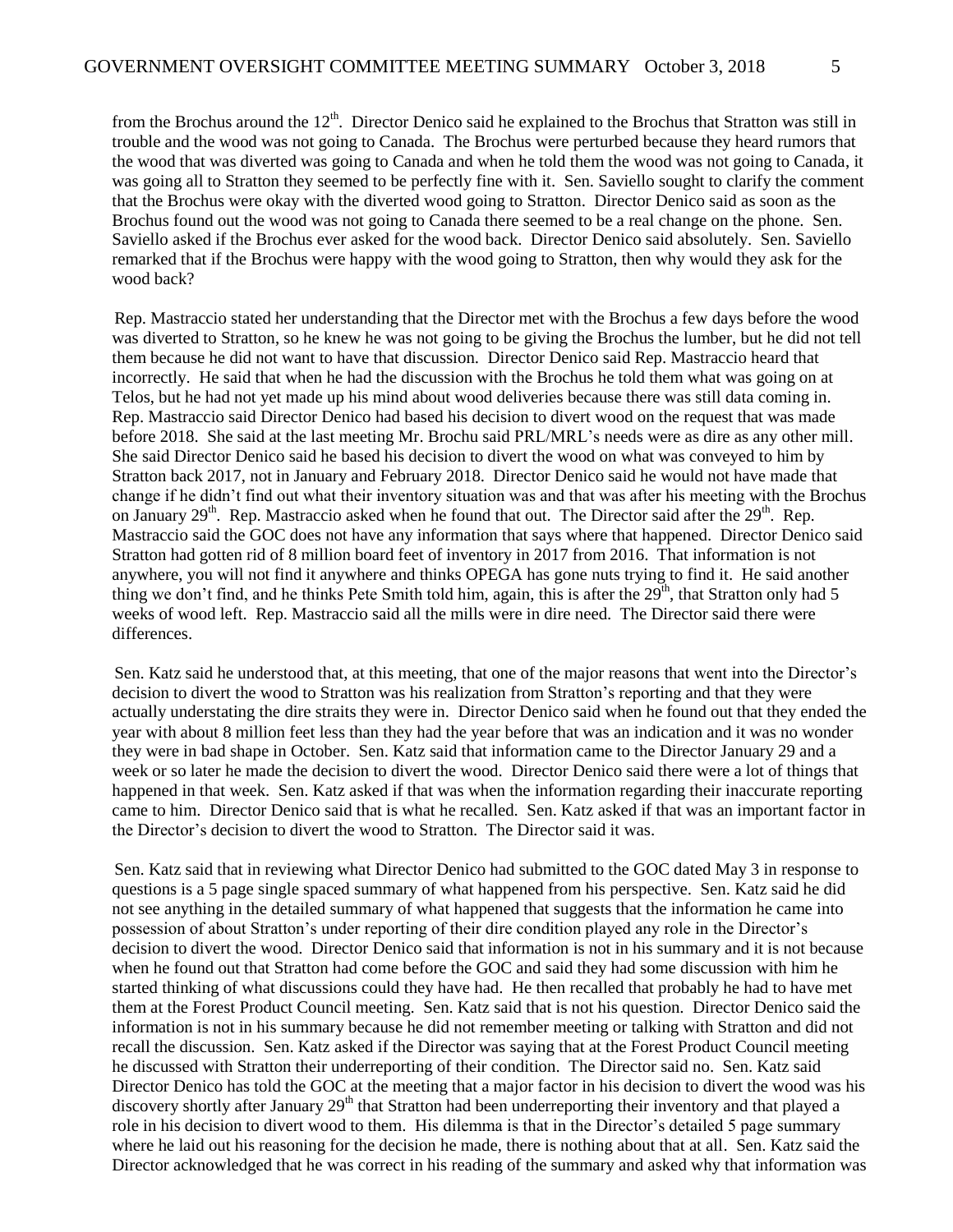from the Brochus around the 12th. Director Denico said he explained to the Brochus that Stratton was still in trouble and the wood was not going to Canada. The Brochus were perturbed because they heard rumors that the wood that was diverted was going to Canada and when he told them the wood was not going to Canada, it was going all to Stratton they seemed to be perfectly fine with it. Sen. Saviello sought to clarify the comment that the Brochus were okay with the diverted wood going to Stratton. Director Denico said as soon as the Brochus found out the wood was not going to Canada there seemed to be a real change on the phone. Sen. Saviello asked if the Brochus ever asked for the wood back. Director Denico said absolutely. Sen. Saviello remarked that if the Brochus were happy with the wood going to Stratton, then why would they ask for the wood back?

Rep. Mastraccio stated her understanding that the Director met with the Brochus a few days before the wood was diverted to Stratton, so he knew he was not going to be giving the Brochus the lumber, but he did not tell them because he did not want to have that discussion. Director Denico said Rep. Mastraccio heard that incorrectly. He said that when he had the discussion with the Brochus he told them what was going on at Telos, but he had not yet made up his mind about wood deliveries because there was still data coming in. Rep. Mastraccio said Director Denico had based his decision to divert wood on the request that was made before 2018. She said at the last meeting Mr. Brochu said PRL/MRL's needs were as dire as any other mill. She said Director Denico said he based his decision to divert the wood on what was conveyed to him by Stratton back 2017, not in January and February 2018. Director Denico said he would not have made that change if he didn't find out what their inventory situation was and that was after his meeting with the Brochus on January 29th. Rep. Mastraccio asked when he found that out. The Director said after the 29th. Rep. Mastraccio said the GOC does not have any information that says where that happened. Director Denico said Stratton had gotten rid of 8 million board feet of inventory in 2017 from 2016. That information is not anywhere, you will not find it anywhere and thinks OPEGA has gone nuts trying to find it. He said another thing we don't find, and he thinks Pete Smith told him, again, this is after the 29th, that Stratton only had 5 weeks of wood left. Rep. Mastraccio said all the mills were in dire need. The Director said there were differences.

Sen. Katz said he understood that, at this meeting, that one of the major reasons that went into the Director's decision to divert the wood to Stratton was his realization from Stratton's reporting and that they were actually understating the dire straits they were in. Director Denico said when he found out that they ended the year with about 8 million feet less than they had the year before that was an indication and it was no wonder they were in bad shape in October. Sen. Katz said that information came to the Director January 29 and a week or so later he made the decision to divert the wood. Director Denico said there were a lot of things that happened in that week. Sen. Katz asked if that was when the information regarding their inaccurate reporting came to him. Director Denico said that is what he recalled. Sen. Katz asked if that was an important factor in the Director's decision to divert the wood to Stratton. The Director said it was.

Sen. Katz said that in reviewing what Director Denico had submitted to the GOC dated May 3 in response to questions is a 5 page single spaced summary of what happened from his perspective. Sen. Katz said he did not see anything in the detailed summary of what happened that suggests that the information he came into possession of about Stratton's under reporting of their dire condition played any role in the Director's decision to divert the wood. Director Denico said that information is not in his summary and it is not because when he found out that Stratton had come before the GOC and said they had some discussion with him he started thinking of what discussions could they have had. He then recalled that probably he had to have met them at the Forest Product Council meeting. Sen. Katz said that is not his question. Director Denico said the information is not in his summary because he did not remember meeting or talking with Stratton and did not recall the discussion. Sen. Katz asked if the Director was saying that at the Forest Product Council meeting he discussed with Stratton their underreporting of their condition. The Director said no. Sen. Katz said Director Denico has told the GOC at the meeting that a major factor in his decision to divert the wood was his discovery shortly after January 29th that Stratton had been underreporting their inventory and that played a role in his decision to divert wood to them. His dilemma is that in the Director's detailed 5 page summary where he laid out his reasoning for the decision he made, there is nothing about that at all. Sen. Katz said the Director acknowledged that he was correct in his reading of the summary and asked why that information was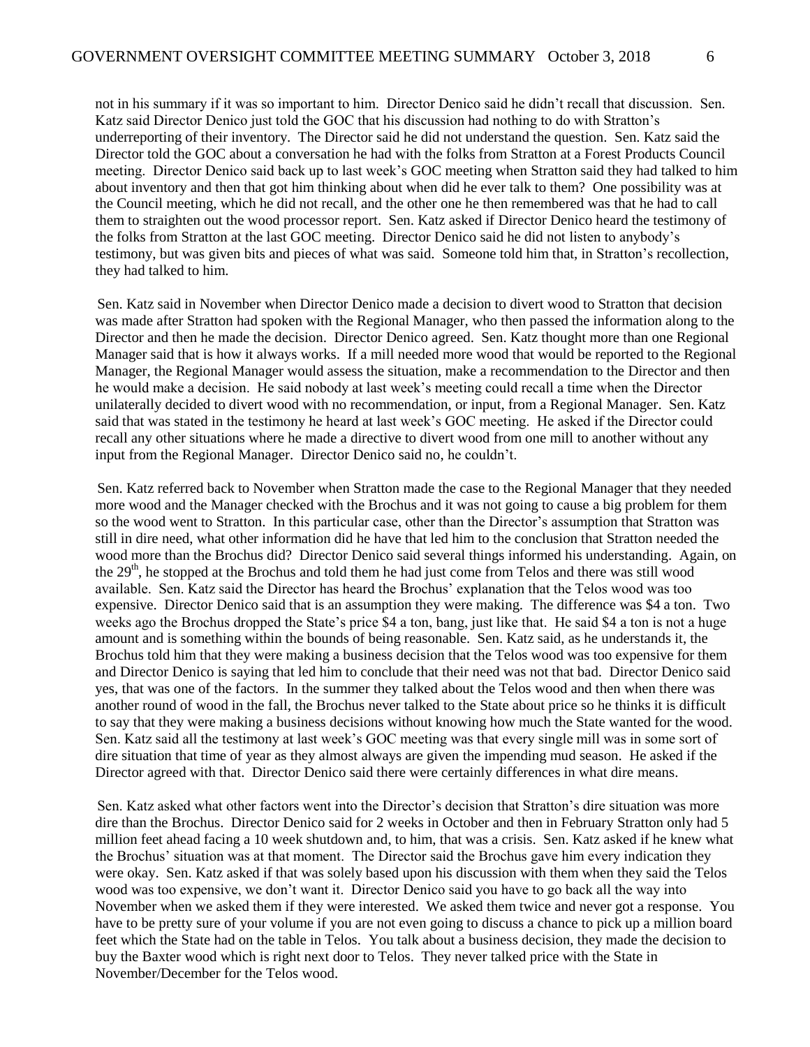not in his summary if it was so important to him. Director Denico said he didn't recall that discussion. Sen. Katz said Director Denico just told the GOC that his discussion had nothing to do with Stratton's underreporting of their inventory. The Director said he did not understand the question. Sen. Katz said the Director told the GOC about a conversation he had with the folks from Stratton at a Forest Products Council meeting. Director Denico said back up to last week's GOC meeting when Stratton said they had talked to him about inventory and then that got him thinking about when did he ever talk to them? One possibility was at the Council meeting, which he did not recall, and the other one he then remembered was that he had to call them to straighten out the wood processor report. Sen. Katz asked if Director Denico heard the testimony of the folks from Stratton at the last GOC meeting. Director Denico said he did not listen to anybody's testimony, but was given bits and pieces of what was said. Someone told him that, in Stratton's recollection, they had talked to him.

Sen. Katz said in November when Director Denico made a decision to divert wood to Stratton that decision was made after Stratton had spoken with the Regional Manager, who then passed the information along to the Director and then he made the decision. Director Denico agreed. Sen. Katz thought more than one Regional Manager said that is how it always works. If a mill needed more wood that would be reported to the Regional Manager, the Regional Manager would assess the situation, make a recommendation to the Director and then he would make a decision. He said nobody at last week's meeting could recall a time when the Director unilaterally decided to divert wood with no recommendation, or input, from a Regional Manager. Sen. Katz said that was stated in the testimony he heard at last week's GOC meeting. He asked if the Director could recall any other situations where he made a directive to divert wood from one mill to another without any input from the Regional Manager. Director Denico said no, he couldn't.

Sen. Katz referred back to November when Stratton made the case to the Regional Manager that they needed more wood and the Manager checked with the Brochus and it was not going to cause a big problem for them so the wood went to Stratton. In this particular case, other than the Director's assumption that Stratton was still in dire need, what other information did he have that led him to the conclusion that Stratton needed the wood more than the Brochus did? Director Denico said several things informed his understanding. Again, on the 29th, he stopped at the Brochus and told them he had just come from Telos and there was still wood available. Sen. Katz said the Director has heard the Brochus' explanation that the Telos wood was too expensive. Director Denico said that is an assumption they were making. The difference was $4 a ton. Two weeks ago the Brochus dropped the State's price $4 a ton, bang, just like that. He said $4 a ton is not a huge amount and is something within the bounds of being reasonable. Sen. Katz said, as he understands it, the Brochus told him that they were making a business decision that the Telos wood was too expensive for them and Director Denico is saying that led him to conclude that their need was not that bad. Director Denico said yes, that was one of the factors. In the summer they talked about the Telos wood and then when there was another round of wood in the fall, the Brochus never talked to the State about price so he thinks it is difficult to say that they were making a business decisions without knowing how much the State wanted for the wood. Sen. Katz said all the testimony at last week's GOC meeting was that every single mill was in some sort of dire situation that time of year as they almost always are given the impending mud season. He asked if the Director agreed with that. Director Denico said there were certainly differences in what dire means.

Sen. Katz asked what other factors went into the Director's decision that Stratton's dire situation was more dire than the Brochus. Director Denico said for 2 weeks in October and then in February Stratton only had 5 million feet ahead facing a 10 week shutdown and, to him, that was a crisis. Sen. Katz asked if he knew what the Brochus' situation was at that moment. The Director said the Brochus gave him every indication they were okay. Sen. Katz asked if that was solely based upon his discussion with them when they said the Telos wood was too expensive, we don't want it. Director Denico said you have to go back all the way into November when we asked them if they were interested. We asked them twice and never got a response. You have to be pretty sure of your volume if you are not even going to discuss a chance to pick up a million board feet which the State had on the table in Telos. You talk about a business decision, they made the decision to buy the Baxter wood which is right next door to Telos. They never talked price with the State in November/December for the Telos wood.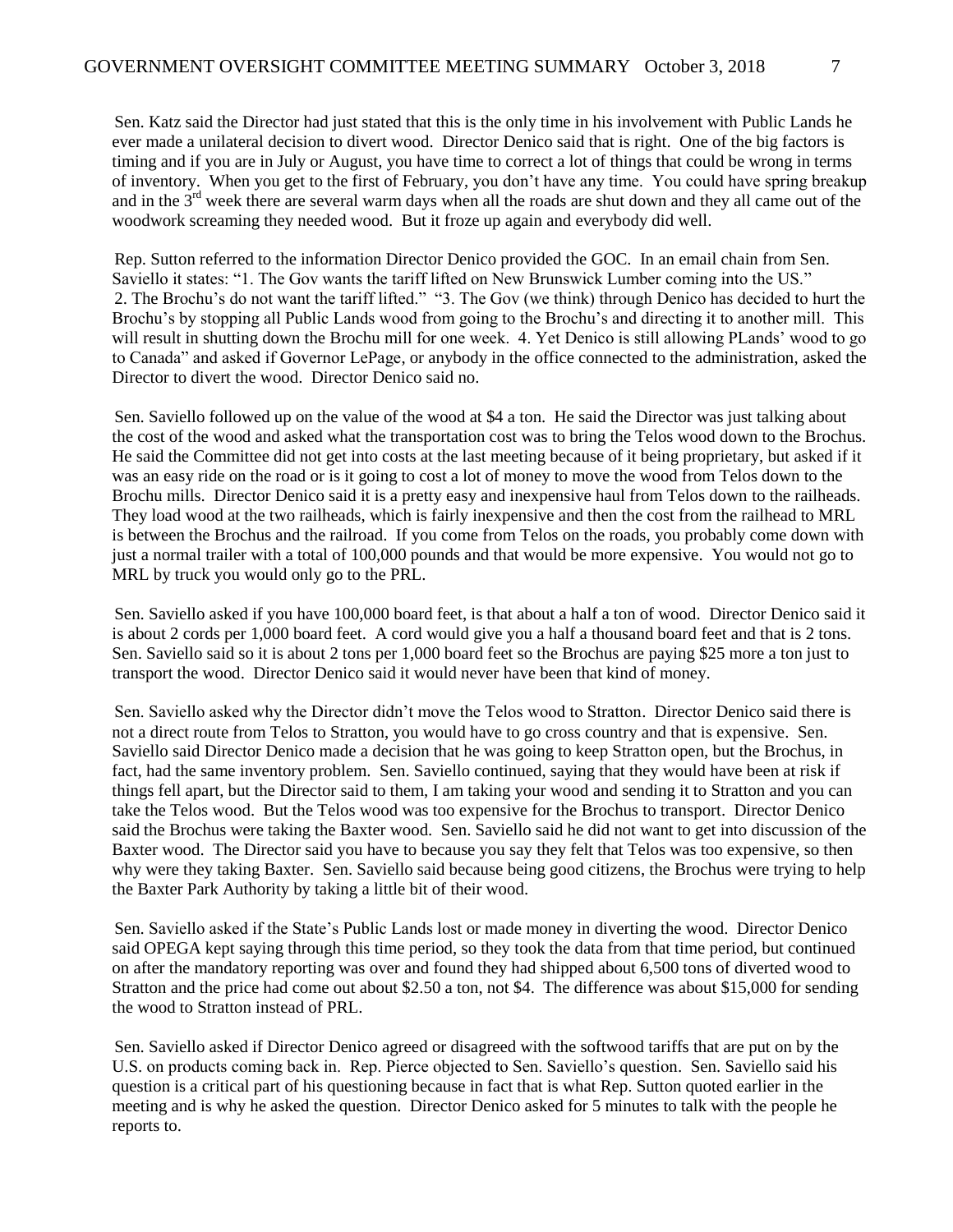Sen. Katz said the Director had just stated that this is the only time in his involvement with Public Lands he ever made a unilateral decision to divert wood. Director Denico said that is right. One of the big factors is timing and if you are in July or August, you have time to correct a lot of things that could be wrong in terms of inventory. When you get to the first of February, you don't have any time. You could have spring breakup and in the 3rd week there are several warm days when all the roads are shut down and they all came out of the woodwork screaming they needed wood. But it froze up again and everybody did well.

Rep. Sutton referred to the information Director Denico provided the GOC. In an email chain from Sen. Saviello it states: "1. The Gov wants the tariff lifted on New Brunswick Lumber coming into the US." 2. The Brochu's do not want the tariff lifted." "3. The Gov (we think) through Denico has decided to hurt the Brochu's by stopping all Public Lands wood from going to the Brochu's and directing it to another mill. This will result in shutting down the Brochu mill for one week. 4. Yet Denico is still allowing PLands' wood to go to Canada" and asked if Governor LePage, or anybody in the office connected to the administration, asked the Director to divert the wood. Director Denico said no.

Sen. Saviello followed up on the value of the wood at $4 a ton. He said the Director was just talking about the cost of the wood and asked what the transportation cost was to bring the Telos wood down to the Brochus. He said the Committee did not get into costs at the last meeting because of it being proprietary, but asked if it was an easy ride on the road or is it going to cost a lot of money to move the wood from Telos down to the Brochu mills. Director Denico said it is a pretty easy and inexpensive haul from Telos down to the railheads. They load wood at the two railheads, which is fairly inexpensive and then the cost from the railhead to MRL is between the Brochus and the railroad. If you come from Telos on the roads, you probably come down with just a normal trailer with a total of 100,000 pounds and that would be more expensive. You would not go to MRL by truck you would only go to the PRL.

Sen. Saviello asked if you have 100,000 board feet, is that about a half a ton of wood. Director Denico said it is about 2 cords per 1,000 board feet. A cord would give you a half a thousand board feet and that is 2 tons. Sen. Saviello said so it is about 2 tons per 1,000 board feet so the Brochus are paying $25 more a ton just to transport the wood. Director Denico said it would never have been that kind of money.

Sen. Saviello asked why the Director didn't move the Telos wood to Stratton. Director Denico said there is not a direct route from Telos to Stratton, you would have to go cross country and that is expensive. Sen. Saviello said Director Denico made a decision that he was going to keep Stratton open, but the Brochus, in fact, had the same inventory problem. Sen. Saviello continued, saying that they would have been at risk if things fell apart, but the Director said to them, I am taking your wood and sending it to Stratton and you can take the Telos wood. But the Telos wood was too expensive for the Brochus to transport. Director Denico said the Brochus were taking the Baxter wood. Sen. Saviello said he did not want to get into discussion of the Baxter wood. The Director said you have to because you say they felt that Telos was too expensive, so then why were they taking Baxter. Sen. Saviello said because being good citizens, the Brochus were trying to help the Baxter Park Authority by taking a little bit of their wood.

Sen. Saviello asked if the State's Public Lands lost or made money in diverting the wood. Director Denico said OPEGA kept saying through this time period, so they took the data from that time period, but continued on after the mandatory reporting was over and found they had shipped about 6,500 tons of diverted wood to Stratton and the price had come out about $2.50 a ton, not $4. The difference was about $15,000 for sending the wood to Stratton instead of PRL.

Sen. Saviello asked if Director Denico agreed or disagreed with the softwood tariffs that are put on by the U.S. on products coming back in. Rep. Pierce objected to Sen. Saviello's question. Sen. Saviello said his question is a critical part of his questioning because in fact that is what Rep. Sutton quoted earlier in the meeting and is why he asked the question. Director Denico asked for 5 minutes to talk with the people he reports to.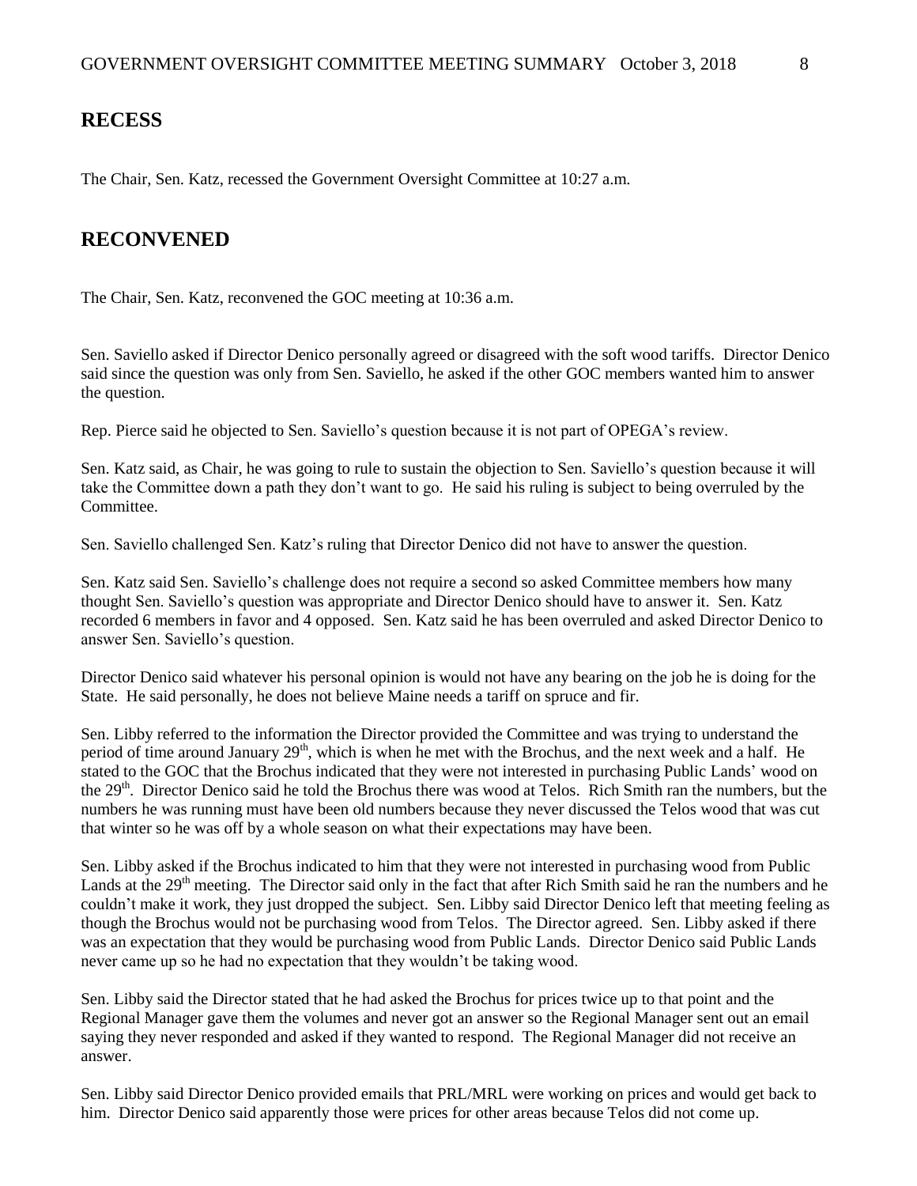## RECESS

The Chair, Sen. Katz, recessed the Government Oversight Committee at 10:27 a.m.

## RECONVENED

The Chair, Sen. Katz, reconvened the GOC meeting at 10:36 a.m.

Sen. Saviello asked if Director Denico personally agreed or disagreed with the soft wood tariffs. Director Denico said since the question was only from Sen. Saviello, he asked if the other GOC members wanted him to answer the question.

Rep. Pierce said he objected to Sen. Saviello's question because it is not part of OPEGA's review.

Sen. Katz said, as Chair, he was going to rule to sustain the objection to Sen. Saviello's question because it will take the Committee down a path they don't want to go. He said his ruling is subject to being overruled by the Committee.

Sen. Saviello challenged Sen. Katz's ruling that Director Denico did not have to answer the question.

Sen. Katz said Sen. Saviello's challenge does not require a second so asked Committee members how many thought Sen. Saviello's question was appropriate and Director Denico should have to answer it. Sen. Katz recorded 6 members in favor and 4 opposed. Sen. Katz said he has been overruled and asked Director Denico to answer Sen. Saviello's question.

Director Denico said whatever his personal opinion is would not have any bearing on the job he is doing for the State. He said personally, he does not believe Maine needs a tariff on spruce and fir.

Sen. Libby referred to the information the Director provided the Committee and was trying to understand the period of time around January 29th, which is when he met with the Brochus, and the next week and a half. He stated to the GOC that the Brochus indicated that they were not interested in purchasing Public Lands' wood on the 29th. Director Denico said he told the Brochus there was wood at Telos. Rich Smith ran the numbers, but the numbers he was running must have been old numbers because they never discussed the Telos wood that was cut that winter so he was off by a whole season on what their expectations may have been.

Sen. Libby asked if the Brochus indicated to him that they were not interested in purchasing wood from Public Lands at the 29th meeting. The Director said only in the fact that after Rich Smith said he ran the numbers and he couldn't make it work, they just dropped the subject. Sen. Libby said Director Denico left that meeting feeling as though the Brochus would not be purchasing wood from Telos. The Director agreed. Sen. Libby asked if there was an expectation that they would be purchasing wood from Public Lands. Director Denico said Public Lands never came up so he had no expectation that they wouldn't be taking wood.

Sen. Libby said the Director stated that he had asked the Brochus for prices twice up to that point and the Regional Manager gave them the volumes and never got an answer so the Regional Manager sent out an email saying they never responded and asked if they wanted to respond. The Regional Manager did not receive an answer.

Sen. Libby said Director Denico provided emails that PRL/MRL were working on prices and would get back to him. Director Denico said apparently those were prices for other areas because Telos did not come up.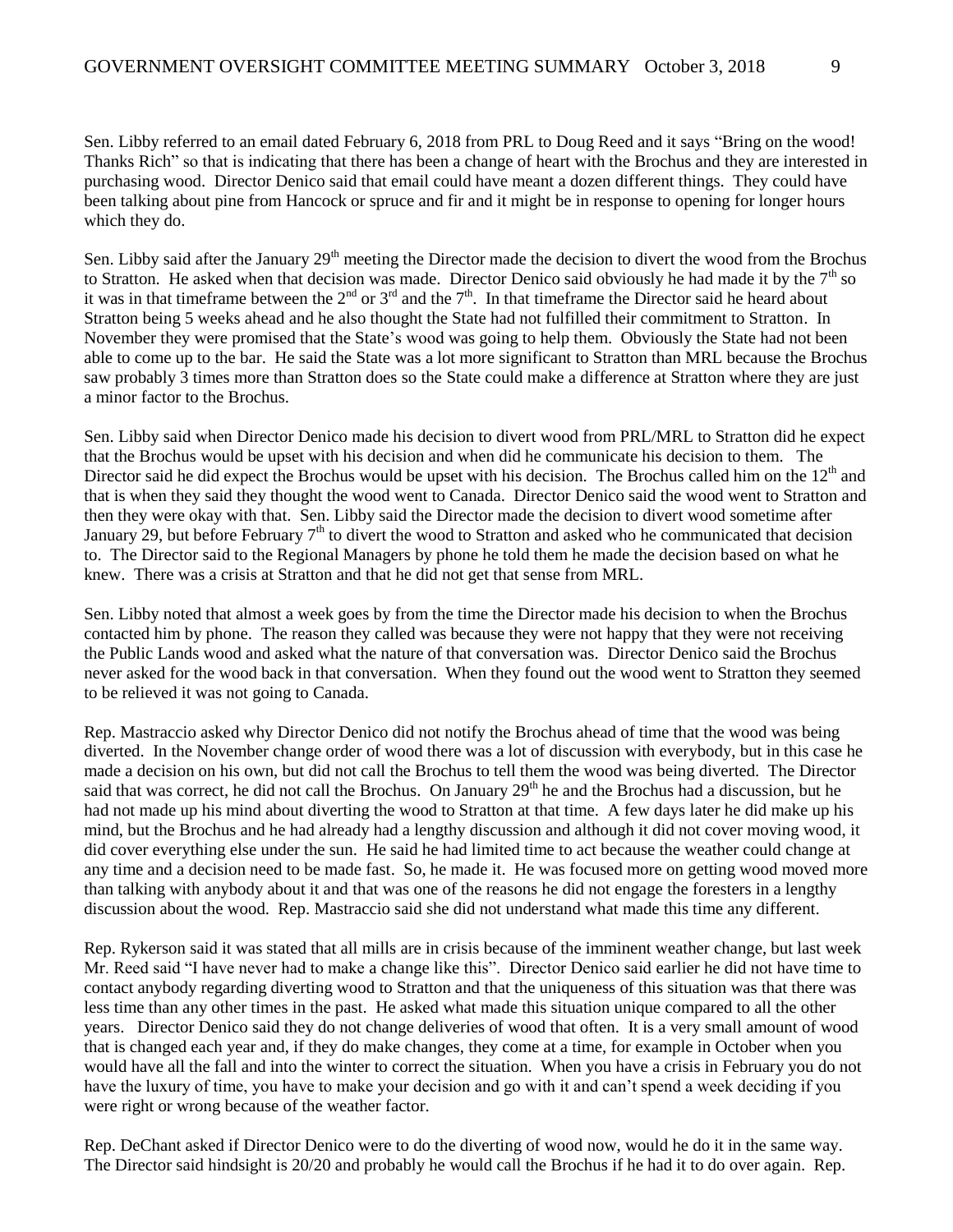Sen. Libby referred to an email dated February 6, 2018 from PRL to Doug Reed and it says "Bring on the wood! Thanks Rich" so that is indicating that there has been a change of heart with the Brochus and they are interested in purchasing wood. Director Denico said that email could have meant a dozen different things. They could have been talking about pine from Hancock or spruce and fir and it might be in response to opening for longer hours which they do.

Sen. Libby said after the January 29th meeting the Director made the decision to divert the wood from the Brochus to Stratton. He asked when that decision was made. Director Denico said obviously he had made it by the 7th so it was in that timeframe between the 2nd or 3rd and the 7th. In that timeframe the Director said he heard about Stratton being 5 weeks ahead and he also thought the State had not fulfilled their commitment to Stratton. In November they were promised that the State's wood was going to help them. Obviously the State had not been able to come up to the bar. He said the State was a lot more significant to Stratton than MRL because the Brochus saw probably 3 times more than Stratton does so the State could make a difference at Stratton where they are just a minor factor to the Brochus.

Sen. Libby said when Director Denico made his decision to divert wood from PRL/MRL to Stratton did he expect that the Brochus would be upset with his decision and when did he communicate his decision to them. The Director said he did expect the Brochus would be upset with his decision. The Brochus called him on the 12th and that is when they said they thought the wood went to Canada. Director Denico said the wood went to Stratton and then they were okay with that. Sen. Libby said the Director made the decision to divert wood sometime after January 29, but before February 7th to divert the wood to Stratton and asked who he communicated that decision to. The Director said to the Regional Managers by phone he told them he made the decision based on what he knew. There was a crisis at Stratton and that he did not get that sense from MRL.

Sen. Libby noted that almost a week goes by from the time the Director made his decision to when the Brochus contacted him by phone. The reason they called was because they were not happy that they were not receiving the Public Lands wood and asked what the nature of that conversation was. Director Denico said the Brochus never asked for the wood back in that conversation. When they found out the wood went to Stratton they seemed to be relieved it was not going to Canada.

Rep. Mastraccio asked why Director Denico did not notify the Brochus ahead of time that the wood was being diverted. In the November change order of wood there was a lot of discussion with everybody, but in this case he made a decision on his own, but did not call the Brochus to tell them the wood was being diverted. The Director said that was correct, he did not call the Brochus. On January 29th he and the Brochus had a discussion, but he had not made up his mind about diverting the wood to Stratton at that time. A few days later he did make up his mind, but the Brochus and he had already had a lengthy discussion and although it did not cover moving wood, it did cover everything else under the sun. He said he had limited time to act because the weather could change at any time and a decision need to be made fast. So, he made it. He was focused more on getting wood moved more than talking with anybody about it and that was one of the reasons he did not engage the foresters in a lengthy discussion about the wood. Rep. Mastraccio said she did not understand what made this time any different.

Rep. Rykerson said it was stated that all mills are in crisis because of the imminent weather change, but last week Mr. Reed said "I have never had to make a change like this". Director Denico said earlier he did not have time to contact anybody regarding diverting wood to Stratton and that the uniqueness of this situation was that there was less time than any other times in the past. He asked what made this situation unique compared to all the other years. Director Denico said they do not change deliveries of wood that often. It is a very small amount of wood that is changed each year and, if they do make changes, they come at a time, for example in October when you would have all the fall and into the winter to correct the situation. When you have a crisis in February you do not have the luxury of time, you have to make your decision and go with it and can't spend a week deciding if you were right or wrong because of the weather factor.

Rep. DeChant asked if Director Denico were to do the diverting of wood now, would he do it in the same way. The Director said hindsight is 20/20 and probably he would call the Brochus if he had it to do over again. Rep.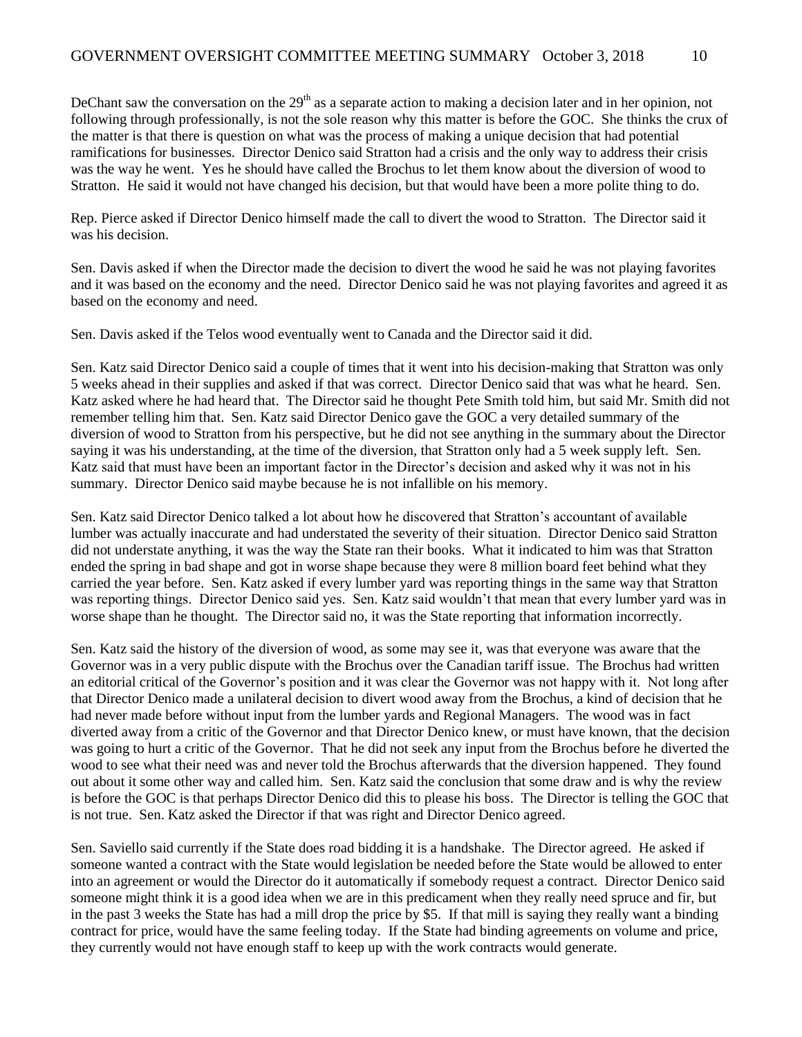DeChant saw the conversation on the 29th as a separate action to making a decision later and in her opinion, not following through professionally, is not the sole reason why this matter is before the GOC. She thinks the crux of the matter is that there is question on what was the process of making a unique decision that had potential ramifications for businesses. Director Denico said Stratton had a crisis and the only way to address their crisis was the way he went. Yes he should have called the Brochus to let them know about the diversion of wood to Stratton. He said it would not have changed his decision, but that would have been a more polite thing to do.

Rep. Pierce asked if Director Denico himself made the call to divert the wood to Stratton. The Director said it was his decision.

Sen. Davis asked if when the Director made the decision to divert the wood he said he was not playing favorites and it was based on the economy and the need. Director Denico said he was not playing favorites and agreed it as based on the economy and need.

Sen. Davis asked if the Telos wood eventually went to Canada and the Director said it did.

Sen. Katz said Director Denico said a couple of times that it went into his decision-making that Stratton was only 5 weeks ahead in their supplies and asked if that was correct. Director Denico said that was what he heard. Sen. Katz asked where he had heard that. The Director said he thought Pete Smith told him, but said Mr. Smith did not remember telling him that. Sen. Katz said Director Denico gave the GOC a very detailed summary of the diversion of wood to Stratton from his perspective, but he did not see anything in the summary about the Director saying it was his understanding, at the time of the diversion, that Stratton only had a 5 week supply left. Sen. Katz said that must have been an important factor in the Director's decision and asked why it was not in his summary. Director Denico said maybe because he is not infallible on his memory.

Sen. Katz said Director Denico talked a lot about how he discovered that Stratton's accountant of available lumber was actually inaccurate and had understated the severity of their situation. Director Denico said Stratton did not understate anything, it was the way the State ran their books. What it indicated to him was that Stratton ended the spring in bad shape and got in worse shape because they were 8 million board feet behind what they carried the year before. Sen. Katz asked if every lumber yard was reporting things in the same way that Stratton was reporting things. Director Denico said yes. Sen. Katz said wouldn't that mean that every lumber yard was in worse shape than he thought. The Director said no, it was the State reporting that information incorrectly.

Sen. Katz said the history of the diversion of wood, as some may see it, was that everyone was aware that the Governor was in a very public dispute with the Brochus over the Canadian tariff issue. The Brochus had written an editorial critical of the Governor's position and it was clear the Governor was not happy with it. Not long after that Director Denico made a unilateral decision to divert wood away from the Brochus, a kind of decision that he had never made before without input from the lumber yards and Regional Managers. The wood was in fact diverted away from a critic of the Governor and that Director Denico knew, or must have known, that the decision was going to hurt a critic of the Governor. That he did not seek any input from the Brochus before he diverted the wood to see what their need was and never told the Brochus afterwards that the diversion happened. They found out about it some other way and called him. Sen. Katz said the conclusion that some draw and is why the review is before the GOC is that perhaps Director Denico did this to please his boss. The Director is telling the GOC that is not true. Sen. Katz asked the Director if that was right and Director Denico agreed.

Sen. Saviello said currently if the State does road bidding it is a handshake. The Director agreed. He asked if someone wanted a contract with the State would legislation be needed before the State would be allowed to enter into an agreement or would the Director do it automatically if somebody request a contract. Director Denico said someone might think it is a good idea when we are in this predicament when they really need spruce and fir, but in the past 3 weeks the State has had a mill drop the price by $5. If that mill is saying they really want a binding contract for price, would have the same feeling today. If the State had binding agreements on volume and price, they currently would not have enough staff to keep up with the work contracts would generate.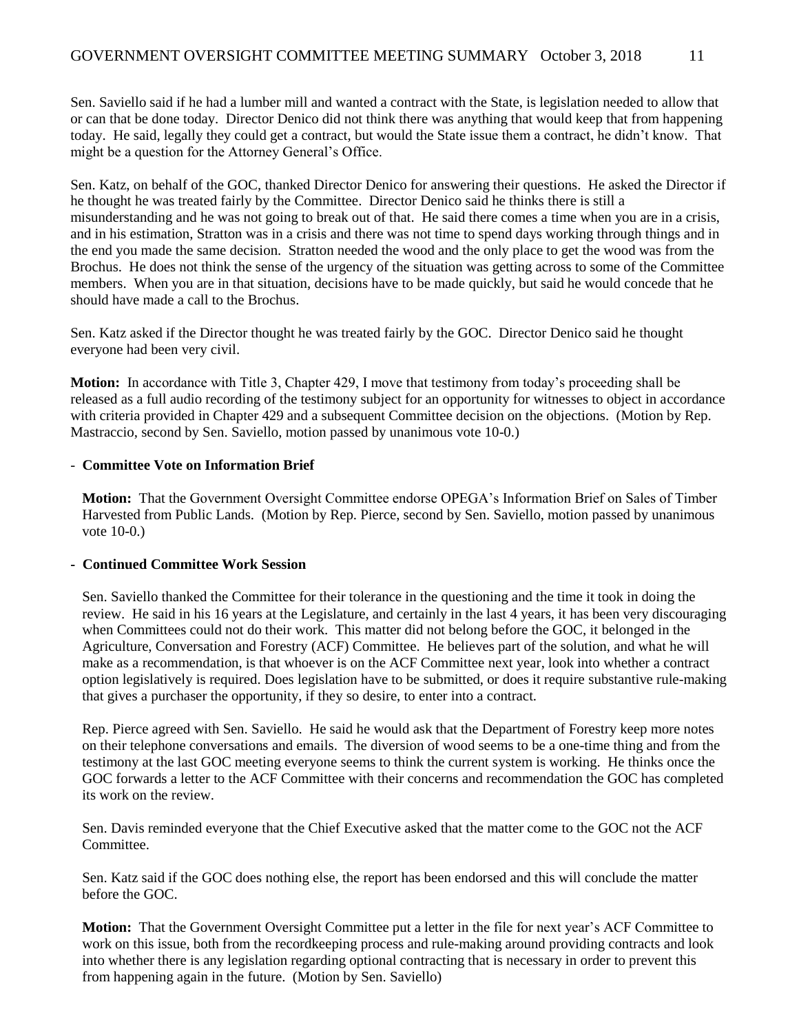Sen. Saviello said if he had a lumber mill and wanted a contract with the State, is legislation needed to allow that or can that be done today. Director Denico did not think there was anything that would keep that from happening today. He said, legally they could get a contract, but would the State issue them a contract, he didn't know. That might be a question for the Attorney General's Office.

Sen. Katz, on behalf of the GOC, thanked Director Denico for answering their questions. He asked the Director if he thought he was treated fairly by the Committee. Director Denico said he thinks there is still a misunderstanding and he was not going to break out of that. He said there comes a time when you are in a crisis, and in his estimation, Stratton was in a crisis and there was not time to spend days working through things and in the end you made the same decision. Stratton needed the wood and the only place to get the wood was from the Brochus. He does not think the sense of the urgency of the situation was getting across to some of the Committee members. When you are in that situation, decisions have to be made quickly, but said he would concede that he should have made a call to the Brochus.

Sen. Katz asked if the Director thought he was treated fairly by the GOC. Director Denico said he thought everyone had been very civil.

**Motion:** In accordance with Title 3, Chapter 429, I move that testimony from today's proceeding shall be released as a full audio recording of the testimony subject for an opportunity for witnesses to object in accordance with criteria provided in Chapter 429 and a subsequent Committee decision on the objections. (Motion by Rep. Mastraccio, second by Sen. Saviello, motion passed by unanimous vote 10-0.)

- **Committee Vote on Information Brief**

**Motion:** That the Government Oversight Committee endorse OPEGA's Information Brief on Sales of Timber Harvested from Public Lands. (Motion by Rep. Pierce, second by Sen. Saviello, motion passed by unanimous vote 10-0.)

- **Continued Committee Work Session**

Sen. Saviello thanked the Committee for their tolerance in the questioning and the time it took in doing the review. He said in his 16 years at the Legislature, and certainly in the last 4 years, it has been very discouraging when Committees could not do their work. This matter did not belong before the GOC, it belonged in the Agriculture, Conversation and Forestry (ACF) Committee. He believes part of the solution, and what he will make as a recommendation, is that whoever is on the ACF Committee next year, look into whether a contract option legislatively is required. Does legislation have to be submitted, or does it require substantive rule-making that gives a purchaser the opportunity, if they so desire, to enter into a contract.

Rep. Pierce agreed with Sen. Saviello. He said he would ask that the Department of Forestry keep more notes on their telephone conversations and emails. The diversion of wood seems to be a one-time thing and from the testimony at the last GOC meeting everyone seems to think the current system is working. He thinks once the GOC forwards a letter to the ACF Committee with their concerns and recommendation the GOC has completed its work on the review.

Sen. Davis reminded everyone that the Chief Executive asked that the matter come to the GOC not the ACF Committee.

Sen. Katz said if the GOC does nothing else, the report has been endorsed and this will conclude the matter before the GOC.

**Motion:** That the Government Oversight Committee put a letter in the file for next year's ACF Committee to work on this issue, both from the recordkeeping process and rule-making around providing contracts and look into whether there is any legislation regarding optional contracting that is necessary in order to prevent this from happening again in the future. (Motion by Sen. Saviello)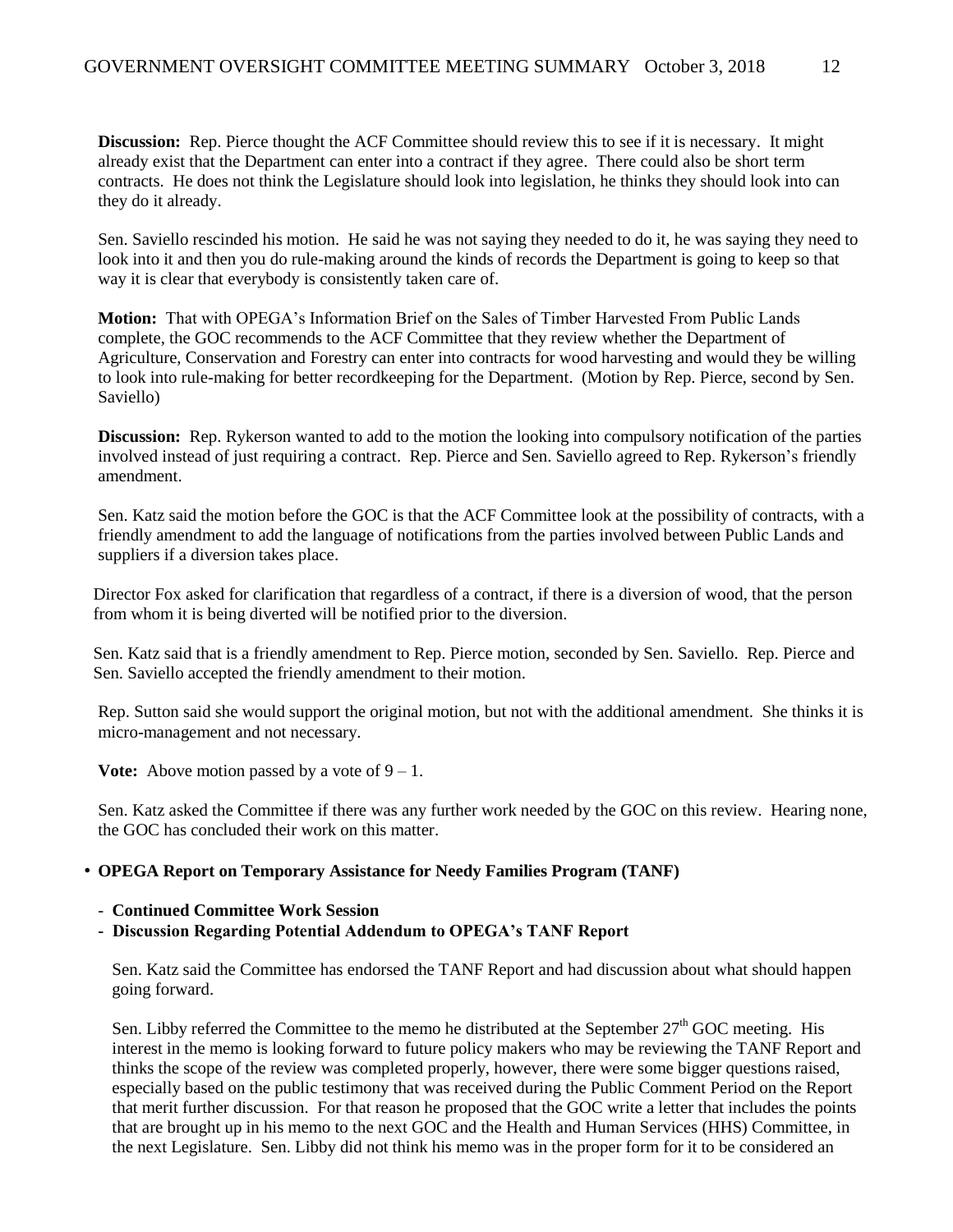**Discussion:** Rep. Pierce thought the ACF Committee should review this to see if it is necessary. It might already exist that the Department can enter into a contract if they agree. There could also be short term contracts. He does not think the Legislature should look into legislation, he thinks they should look into can they do it already.

Sen. Saviello rescinded his motion. He said he was not saying they needed to do it, he was saying they need to look into it and then you do rule-making around the kinds of records the Department is going to keep so that way it is clear that everybody is consistently taken care of.

**Motion:** That with OPEGA's Information Brief on the Sales of Timber Harvested From Public Lands complete, the GOC recommends to the ACF Committee that they review whether the Department of Agriculture, Conservation and Forestry can enter into contracts for wood harvesting and would they be willing to look into rule-making for better recordkeeping for the Department. (Motion by Rep. Pierce, second by Sen. Saviello)

**Discussion:** Rep. Rykerson wanted to add to the motion the looking into compulsory notification of the parties involved instead of just requiring a contract. Rep. Pierce and Sen. Saviello agreed to Rep. Rykerson's friendly amendment.

Sen. Katz said the motion before the GOC is that the ACF Committee look at the possibility of contracts, with a friendly amendment to add the language of notifications from the parties involved between Public Lands and suppliers if a diversion takes place.

Director Fox asked for clarification that regardless of a contract, if there is a diversion of wood, that the person from whom it is being diverted will be notified prior to the diversion.

Sen. Katz said that is a friendly amendment to Rep. Pierce motion, seconded by Sen. Saviello. Rep. Pierce and Sen. Saviello accepted the friendly amendment to their motion.

Rep. Sutton said she would support the original motion, but not with the additional amendment. She thinks it is micro-management and not necessary.

**Vote:** Above motion passed by a vote of 9 – 1.

Sen. Katz asked the Committee if there was any further work needed by the GOC on this review. Hearing none, the GOC has concluded their work on this matter.

- **OPEGA Report on Temporary Assistance for Needy Families Program (TANF)**
  - **Continued Committee Work Session**
  - **Discussion Regarding Potential Addendum to OPEGA's TANF Report**

Sen. Katz said the Committee has endorsed the TANF Report and had discussion about what should happen going forward.

Sen. Libby referred the Committee to the memo he distributed at the September 27th GOC meeting. His interest in the memo is looking forward to future policy makers who may be reviewing the TANF Report and thinks the scope of the review was completed properly, however, there were some bigger questions raised, especially based on the public testimony that was received during the Public Comment Period on the Report that merit further discussion. For that reason he proposed that the GOC write a letter that includes the points that are brought up in his memo to the next GOC and the Health and Human Services (HHS) Committee, in the next Legislature. Sen. Libby did not think his memo was in the proper form for it to be considered an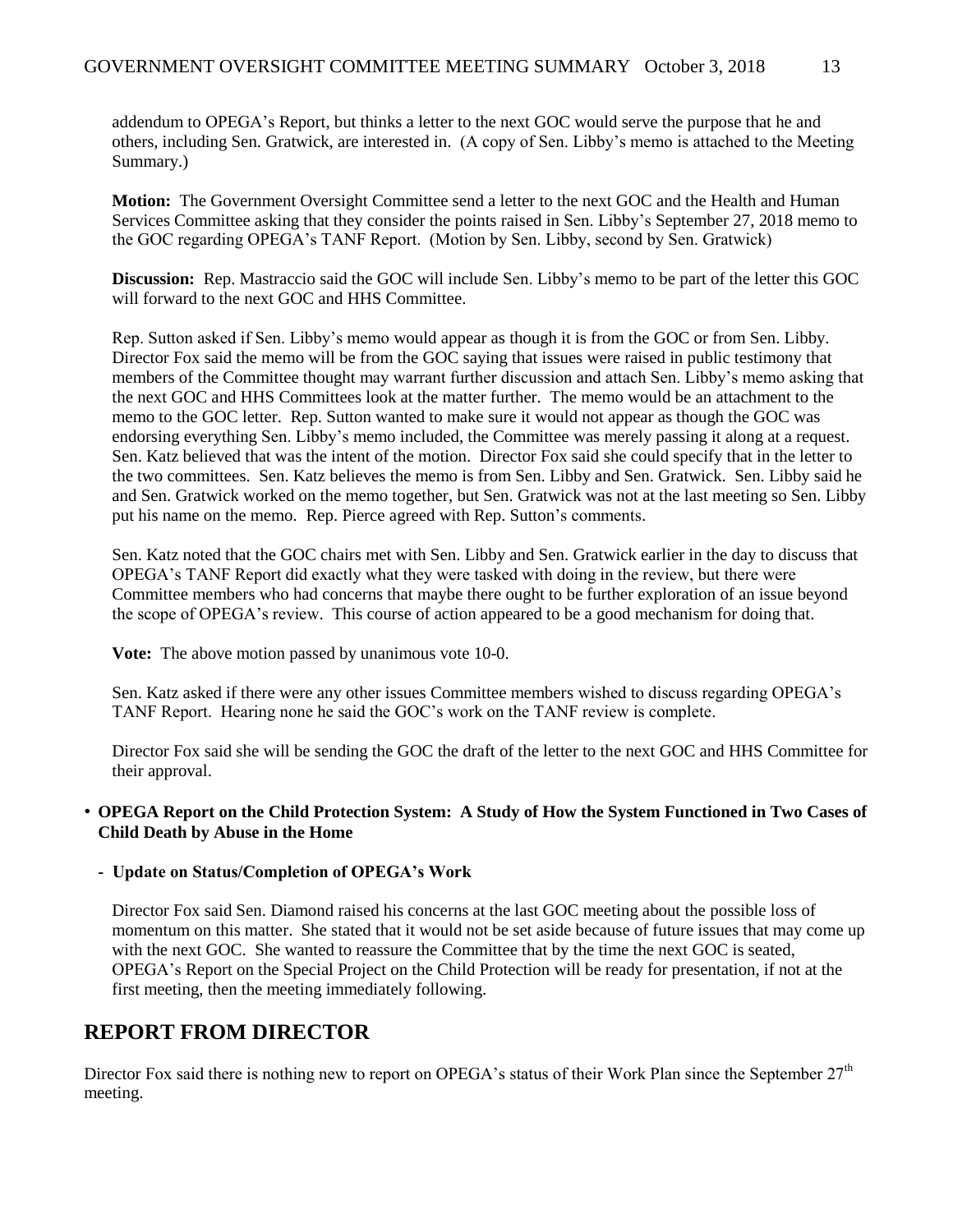addendum to OPEGA's Report, but thinks a letter to the next GOC would serve the purpose that he and others, including Sen. Gratwick, are interested in. (A copy of Sen. Libby's memo is attached to the Meeting Summary.)

**Motion:** The Government Oversight Committee send a letter to the next GOC and the Health and Human Services Committee asking that they consider the points raised in Sen. Libby's September 27, 2018 memo to the GOC regarding OPEGA's TANF Report. (Motion by Sen. Libby, second by Sen. Gratwick)

**Discussion:** Rep. Mastraccio said the GOC will include Sen. Libby's memo to be part of the letter this GOC will forward to the next GOC and HHS Committee.

Rep. Sutton asked if Sen. Libby's memo would appear as though it is from the GOC or from Sen. Libby. Director Fox said the memo will be from the GOC saying that issues were raised in public testimony that members of the Committee thought may warrant further discussion and attach Sen. Libby's memo asking that the next GOC and HHS Committees look at the matter further. The memo would be an attachment to the memo to the GOC letter. Rep. Sutton wanted to make sure it would not appear as though the GOC was endorsing everything Sen. Libby's memo included, the Committee was merely passing it along at a request. Sen. Katz believed that was the intent of the motion. Director Fox said she could specify that in the letter to the two committees. Sen. Katz believes the memo is from Sen. Libby and Sen. Gratwick. Sen. Libby said he and Sen. Gratwick worked on the memo together, but Sen. Gratwick was not at the last meeting so Sen. Libby put his name on the memo. Rep. Pierce agreed with Rep. Sutton's comments.

Sen. Katz noted that the GOC chairs met with Sen. Libby and Sen. Gratwick earlier in the day to discuss that OPEGA's TANF Report did exactly what they were tasked with doing in the review, but there were Committee members who had concerns that maybe there ought to be further exploration of an issue beyond the scope of OPEGA's review. This course of action appeared to be a good mechanism for doing that.

**Vote:** The above motion passed by unanimous vote 10-0.

Sen. Katz asked if there were any other issues Committee members wished to discuss regarding OPEGA's TANF Report. Hearing none he said the GOC's work on the TANF review is complete.

Director Fox said she will be sending the GOC the draft of the letter to the next GOC and HHS Committee for their approval.

- **OPEGA Report on the Child Protection System: A Study of How the System Functioned in Two Cases of Child Death by Abuse in the Home**

  - **Update on Status/Completion of OPEGA's Work**

  Director Fox said Sen. Diamond raised his concerns at the last GOC meeting about the possible loss of momentum on this matter. She stated that it would not be set aside because of future issues that may come up with the next GOC. She wanted to reassure the Committee that by the time the next GOC is seated, OPEGA's Report on the Special Project on the Child Protection will be ready for presentation, if not at the first meeting, then the meeting immediately following.

## REPORT FROM DIRECTOR

Director Fox said there is nothing new to report on OPEGA's status of their Work Plan since the September 27th meeting.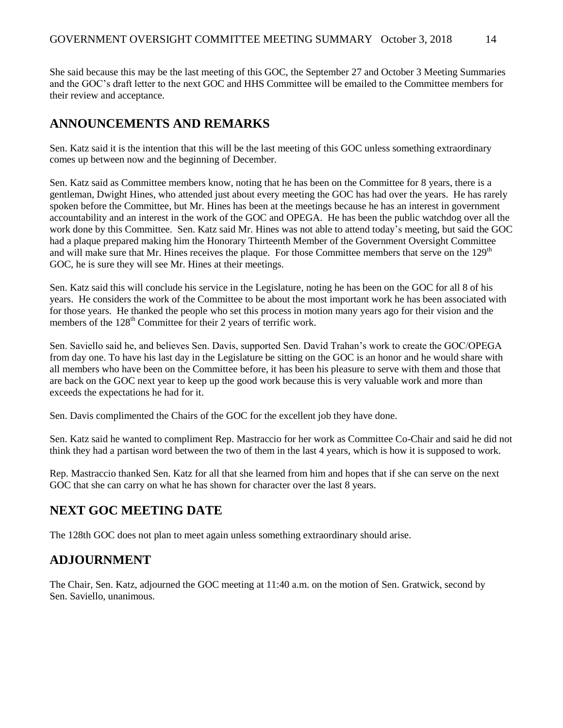She said because this may be the last meeting of this GOC, the September 27 and October 3 Meeting Summaries and the GOC's draft letter to the next GOC and HHS Committee will be emailed to the Committee members for their review and acceptance.

## ANNOUNCEMENTS AND REMARKS

Sen. Katz said it is the intention that this will be the last meeting of this GOC unless something extraordinary comes up between now and the beginning of December.

Sen. Katz said as Committee members know, noting that he has been on the Committee for 8 years, there is a gentleman, Dwight Hines, who attended just about every meeting the GOC has had over the years. He has rarely spoken before the Committee, but Mr. Hines has been at the meetings because he has an interest in government accountability and an interest in the work of the GOC and OPEGA. He has been the public watchdog over all the work done by this Committee. Sen. Katz said Mr. Hines was not able to attend today's meeting, but said the GOC had a plaque prepared making him the Honorary Thirteenth Member of the Government Oversight Committee and will make sure that Mr. Hines receives the plaque. For those Committee members that serve on the 129th GOC, he is sure they will see Mr. Hines at their meetings.

Sen. Katz said this will conclude his service in the Legislature, noting he has been on the GOC for all 8 of his years. He considers the work of the Committee to be about the most important work he has been associated with for those years. He thanked the people who set this process in motion many years ago for their vision and the members of the 128th Committee for their 2 years of terrific work.

Sen. Saviello said he, and believes Sen. Davis, supported Sen. David Trahan's work to create the GOC/OPEGA from day one. To have his last day in the Legislature be sitting on the GOC is an honor and he would share with all members who have been on the Committee before, it has been his pleasure to serve with them and those that are back on the GOC next year to keep up the good work because this is very valuable work and more than exceeds the expectations he had for it.

Sen. Davis complimented the Chairs of the GOC for the excellent job they have done.

Sen. Katz said he wanted to compliment Rep. Mastraccio for her work as Committee Co-Chair and said he did not think they had a partisan word between the two of them in the last 4 years, which is how it is supposed to work.

Rep. Mastraccio thanked Sen. Katz for all that she learned from him and hopes that if she can serve on the next GOC that she can carry on what he has shown for character over the last 8 years.

## NEXT GOC MEETING DATE

The 128th GOC does not plan to meet again unless something extraordinary should arise.

## ADJOURNMENT

The Chair, Sen. Katz, adjourned the GOC meeting at 11:40 a.m. on the motion of Sen. Gratwick, second by Sen. Saviello, unanimous.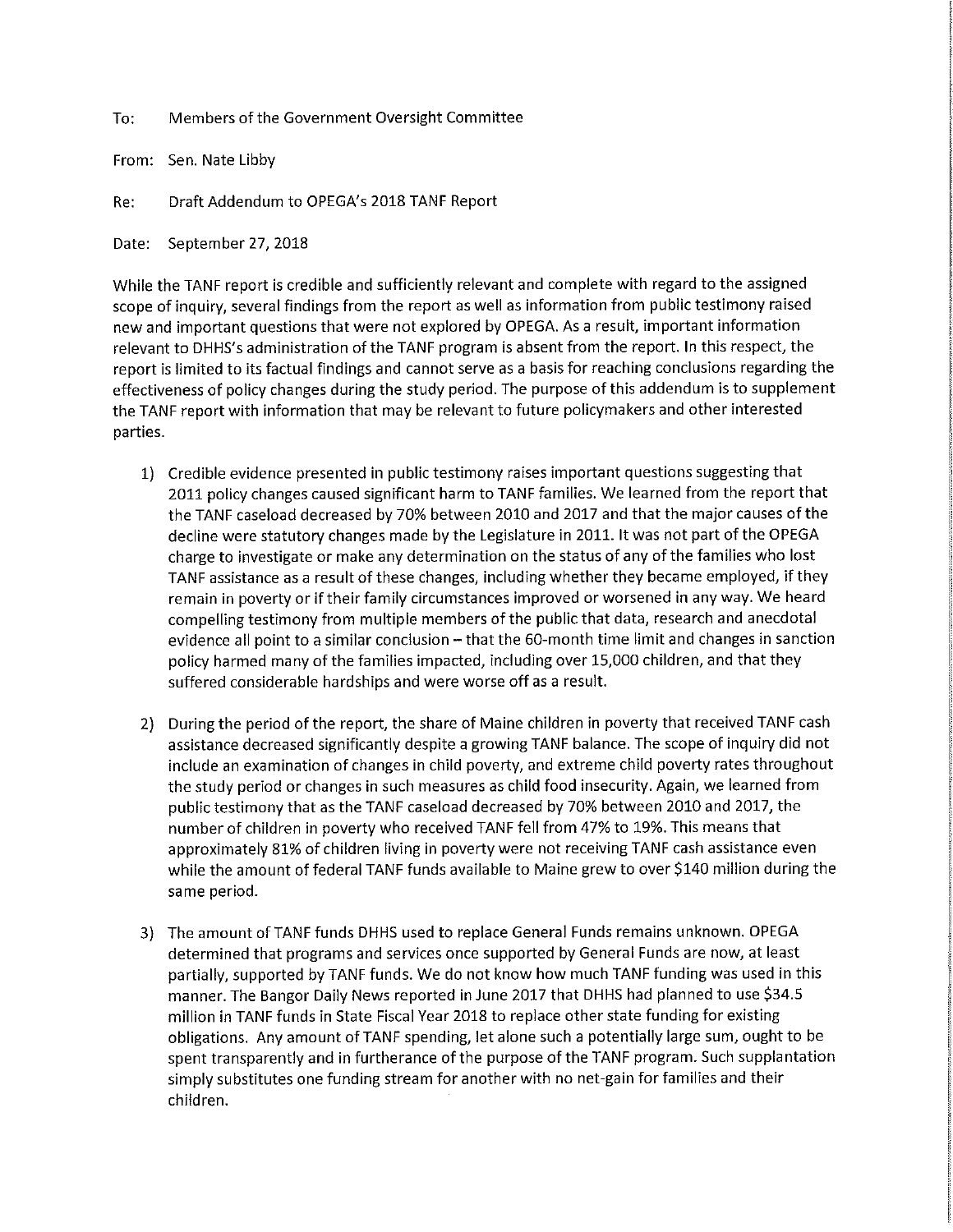To: Members of the Government Oversight Committee

From: Sen. Nate Libby

Re: Draft Addendum to OPEGA's 2018 TANF Report

Date: September 27, 2018

While the TANF report is credible and sufficiently relevant and complete with regard to the assigned scope of inquiry, several findings from the report as well as information from public testimony raised new and important questions that were not explored by OPEGA. As a result, important information relevant to DHHS's administration of the TANF program is absent from the report. In this respect, the report is limited to its factual findings and cannot serve as a basis for reaching conclusions regarding the effectiveness of policy changes during the study period. The purpose of this addendum is to supplement the TANF report with information that may be relevant to future policymakers and other interested parties.

1) Credible evidence presented in public testimony raises important questions suggesting that 2011 policy changes caused significant harm to TANF families. We learned from the report that the TANF caseload decreased by 70% between 2010 and 2017 and that the major causes of the decline were statutory changes made by the Legislature in 2011. It was not part of the OPEGA charge to investigate or make any determination on the status of any of the families who lost TANF assistance as a result of these changes, including whether they became employed, if they remain in poverty or if their family circumstances improved or worsened in any way. We heard compelling testimony from multiple members of the public that data, research and anecdotal evidence all point to a similar conclusion – that the 60-month time limit and changes in sanction policy harmed many of the families impacted, including over 15,000 children, and that they suffered considerable hardships and were worse off as a result.

2) During the period of the report, the share of Maine children in poverty that received TANF cash assistance decreased significantly despite a growing TANF balance. The scope of inquiry did not include an examination of changes in child poverty, and extreme child poverty rates throughout the study period or changes in such measures as child food insecurity. Again, we learned from public testimony that as the TANF caseload decreased by 70% between 2010 and 2017, the number of children in poverty who received TANF fell from 47% to 19%. This means that approximately 81% of children living in poverty were not receiving TANF cash assistance even while the amount of federal TANF funds available to Maine grew to over $140 million during the same period.

3) The amount of TANF funds DHHS used to replace General Funds remains unknown. OPEGA determined that programs and services once supported by General Funds are now, at least partially, supported by TANF funds. We do not know how much TANF funding was used in this manner. The Bangor Daily News reported in June 2017 that DHHS had planned to use $34.5 million in TANF funds in State Fiscal Year 2018 to replace other state funding for existing obligations. Any amount of TANF spending, let alone such a potentially large sum, ought to be spent transparently and in furtherance of the purpose of the TANF program. Such supplantation simply substitutes one funding stream for another with no net-gain for families and their children.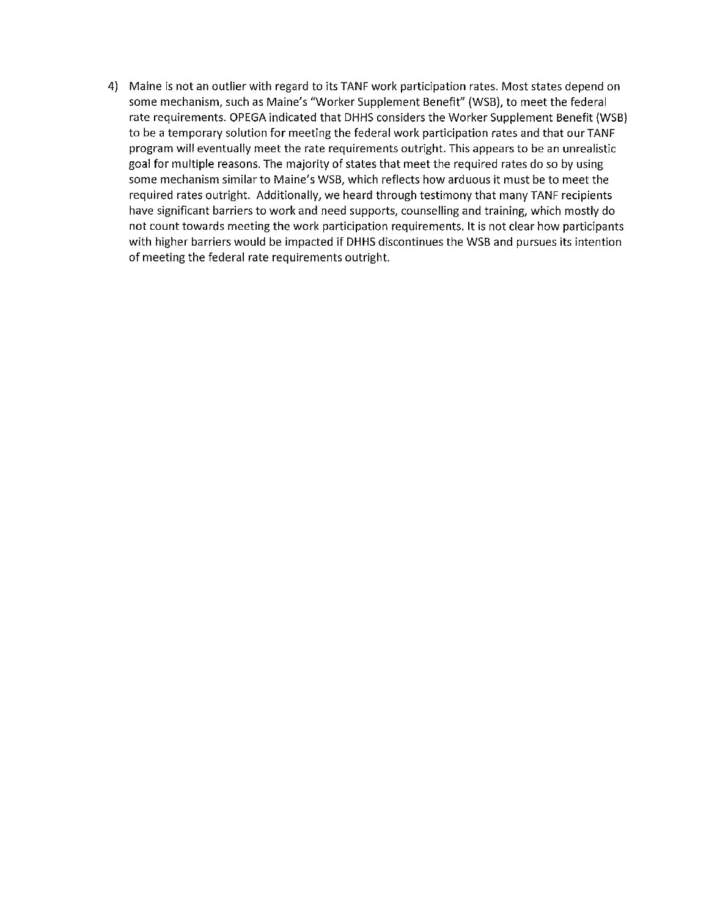4) Maine is not an outlier with regard to its TANF work participation rates. Most states depend on some mechanism, such as Maine's "Worker Supplement Benefit" (WSB), to meet the federal rate requirements. OPEGA indicated that DHHS considers the Worker Supplement Benefit (WSB) to be a temporary solution for meeting the federal work participation rates and that our TANF program will eventually meet the rate requirements outright. This appears to be an unrealistic goal for multiple reasons. The majority of states that meet the required rates do so by using some mechanism similar to Maine's WSB, which reflects how arduous it must be to meet the required rates outright. Additionally, we heard through testimony that many TANF recipients have significant barriers to work and need supports, counselling and training, which mostly do not count towards meeting the work participation requirements. It is not clear how participants with higher barriers would be impacted if DHHS discontinues the WSB and pursues its intention of meeting the federal rate requirements outright.